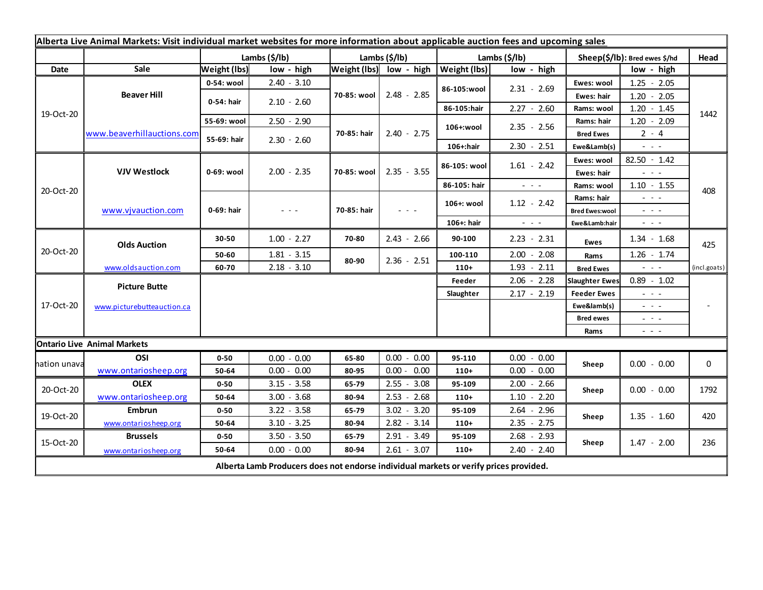**Alberta Live Animal Markets: Visit individual market websites for more information about applicable auction fees and upcoming sales**

| Date | Sale | Lambs ($/lb) Weight (lbs) | low - high | Lambs ($/lb) Weight (lbs) | low - high | Lambs ($/lb) Weight (lbs) | low - high | Sheep($/lb): Bred ewes $/hd | low - high | Head |
|---|---|---|---|---|---|---|---|---|---|---|
| 19-Oct-20 | Beaver Hill www.beaverhillauctions.com | 0-54: wool | 2.40 - 3.10 | 70-85: wool | 2.48 - 2.85 | 86-105:wool | 2.31 - 2.69 | Ewes: wool | 1.25 - 2.05 | 1442 |
| | | 0-54: hair | 2.10 - 2.60 | | | | | Ewes: hair | 1.20 - 2.05 | |
| | | | | | | 86-105:hair | 2.27 - 2.60 | Rams: wool | 1.20 - 1.45 | |
| | | 55-69: wool | 2.50 - 2.90 | 70-85: hair | 2.40 - 2.75 | 106+:wool | 2.35 - 2.56 | Rams: hair | 1.20 - 2.09 | |
| | | 55-69: hair | 2.30 - 2.60 | | | | | Bred Ewes | 2 - 4 | |
| | | | | | | 106+:hair | 2.30 - 2.51 | Ewe&Lamb(s) | - - - | |
| 20-Oct-20 | VJV Westlock www.vjvauction.com | 0-69: wool | 2.00 - 2.35 | 70-85: wool | 2.35 - 3.55 | 86-105: wool | 1.61 - 2.42 | Ewes: wool | 82.50 - 1.42 | 408 |
| | | | | | | | | Ewes: hair | - - - | |
| | | | | | | 86-105: hair | - - - | Rams: wool | 1.10 - 1.55 | |
| | | 0-69: hair | - - - | 70-85: hair | - - - | 106+: wool | 1.12 - 2.42 | Rams: hair | - - - | |
| | | | | | | | | Bred Ewes:wool | - - - | |
| | | | | | | 106+: hair | - - - | Ewe&Lamb:hair | - - - | |
| 20-Oct-20 | Olds Auction www.oldsauction.com | 30-50 | 1.00 - 2.27 | 70-80 | 2.43 - 2.66 | 90-100 | 2.23 - 2.31 | Ewes | 1.34 - 1.68 | 425 (incl.goats) |
| | | 50-60 | 1.81 - 3.15 | 80-90 | 2.36 - 2.51 | 100-110 | 2.00 - 2.08 | Rams | 1.26 - 1.74 | |
| | | 60-70 | 2.18 - 3.10 | | | 110+ | 1.93 - 2.11 | Bred Ewes | - - - | |
| 17-Oct-20 | Picture Butte www.picturebutteauction.ca | | | | | Feeder | 2.06 - 2.28 | Slaughter Ewes | 0.89 - 1.02 | - |
| | | | | | | Slaughter | 2.17 - 2.19 | Feeder Ewes | - - - | |
| | | | | | | | | Ewe&lamb(s) | - - - | |
| | | | | | | | | Bred ewes | - - - | |
| | | | | | | | | Rams | - - - | |

**Ontario Live Animal Markets**

| Date | Sale | Weight (lbs) | low - high | Weight (lbs) | low - high | Weight (lbs) | low - high | | low - high | Head |
|---|---|---|---|---|---|---|---|---|---|---|
| nation unava | OSI www.ontariosheep.org | 0-50 | 0.00 - 0.00 | 65-80 | 0.00 - 0.00 | 95-110 | 0.00 - 0.00 | Sheep | 0.00 - 0.00 | 0 |
| | | 50-64 | 0.00 - 0.00 | 80-95 | 0.00 - 0.00 | 110+ | 0.00 - 0.00 | | | |
| 20-Oct-20 | OLEX www.ontariosheep.org | 0-50 | 3.15 - 3.58 | 65-79 | 2.55 - 3.08 | 95-109 | 2.00 - 2.66 | Sheep | 0.00 - 0.00 | 1792 |
| | | 50-64 | 3.00 - 3.68 | 80-94 | 2.53 - 2.68 | 110+ | 1.10 - 2.20 | | | |
| 19-Oct-20 | Embrun www.ontariosheep.org | 0-50 | 3.22 - 3.58 | 65-79 | 3.02 - 3.20 | 95-109 | 2.64 - 2.96 | Sheep | 1.35 - 1.60 | 420 |
| | | 50-64 | 3.10 - 3.25 | 80-94 | 2.82 - 3.14 | 110+ | 2.35 - 2.75 | | | |
| 15-Oct-20 | Brussels www.ontariosheep.org | 0-50 | 3.50 - 3.50 | 65-79 | 2.91 - 3.49 | 95-109 | 2.68 - 2.93 | Sheep | 1.47 - 2.00 | 236 |
| | | 50-64 | 0.00 - 0.00 | 80-94 | 2.61 - 3.07 | 110+ | 2.40 - 2.40 | | | |

**Alberta Lamb Producers does not endorse individual markets or verify prices provided.**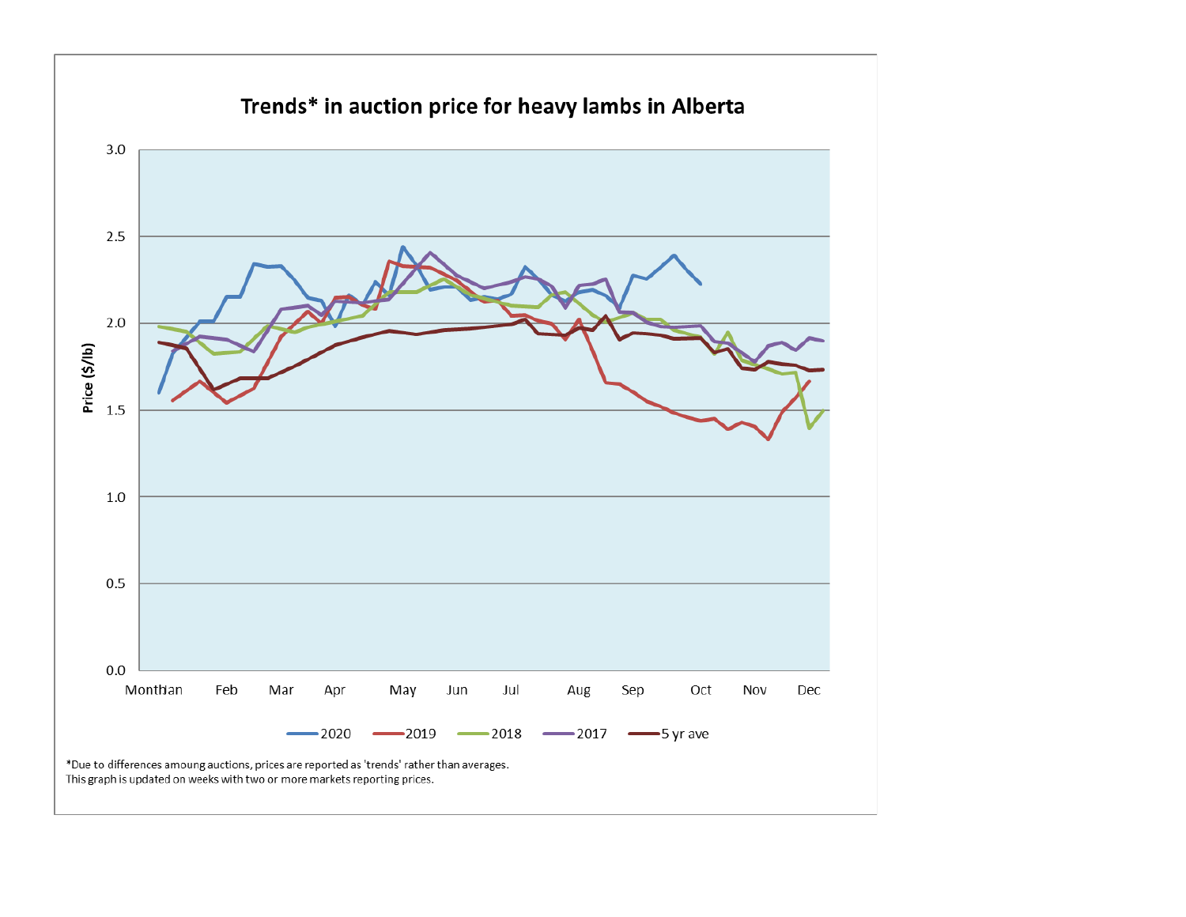# Trends* in auction price for heavy lambs in Alberta

Price ($/lb)

3.0
2.5
2.0
1.5
1.0
0.5
0.0

Month Jan Feb Mar Apr May Jun Jul Aug Sep Oct Nov Dec

2020 2019 2018 2017 5 yr ave

*Due to differences amoung auctions, prices are reported as 'trends' rather than averages.
This graph is updated on weeks with two or more markets reporting prices.